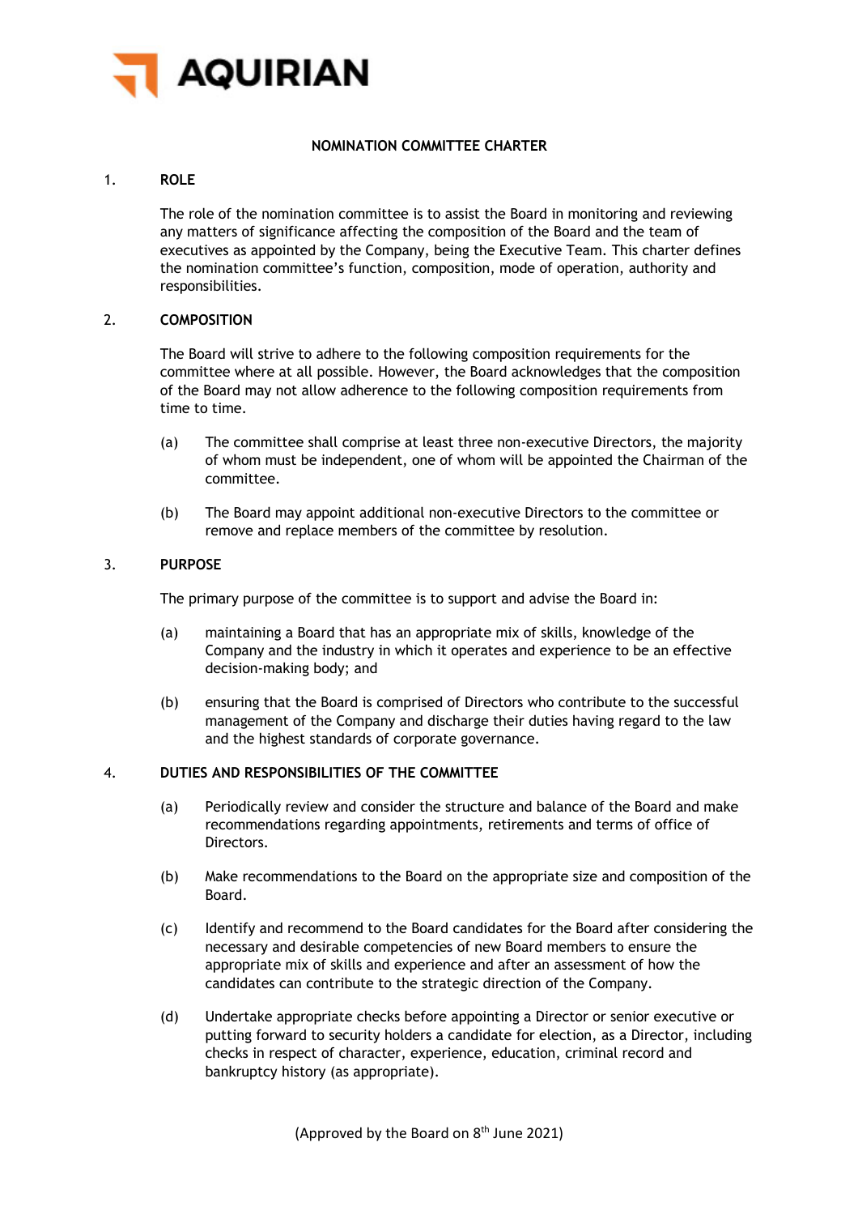AQUIRIAN

# NOMINATION COMMITTEE CHARTER

## 1. ROLE

The role of the nomination committee is to assist the Board in monitoring and reviewing any matters of significance affecting the composition of the Board and the team of executives as appointed by the Company, being the Executive Team. This charter defines the nomination committee's function, composition, mode of operation, authority and responsibilities.

## 2. COMPOSITION

The Board will strive to adhere to the following composition requirements for the committee where at all possible. However, the Board acknowledges that the composition of the Board may not allow adherence to the following composition requirements from time to time.

(a) The committee shall comprise at least three non-executive Directors, the majority of whom must be independent, one of whom will be appointed the Chairman of the committee.

(b) The Board may appoint additional non-executive Directors to the committee or remove and replace members of the committee by resolution.

## 3. PURPOSE

The primary purpose of the committee is to support and advise the Board in:

(a) maintaining a Board that has an appropriate mix of skills, knowledge of the Company and the industry in which it operates and experience to be an effective decision-making body; and

(b) ensuring that the Board is comprised of Directors who contribute to the successful management of the Company and discharge their duties having regard to the law and the highest standards of corporate governance.

## 4. DUTIES AND RESPONSIBILITIES OF THE COMMITTEE

(a) Periodically review and consider the structure and balance of the Board and make recommendations regarding appointments, retirements and terms of office of Directors.

(b) Make recommendations to the Board on the appropriate size and composition of the Board.

(c) Identify and recommend to the Board candidates for the Board after considering the necessary and desirable competencies of new Board members to ensure the appropriate mix of skills and experience and after an assessment of how the candidates can contribute to the strategic direction of the Company.

(d) Undertake appropriate checks before appointing a Director or senior executive or putting forward to security holders a candidate for election, as a Director, including checks in respect of character, experience, education, criminal record and bankruptcy history (as appropriate).

(Approved by the Board on 8th June 2021)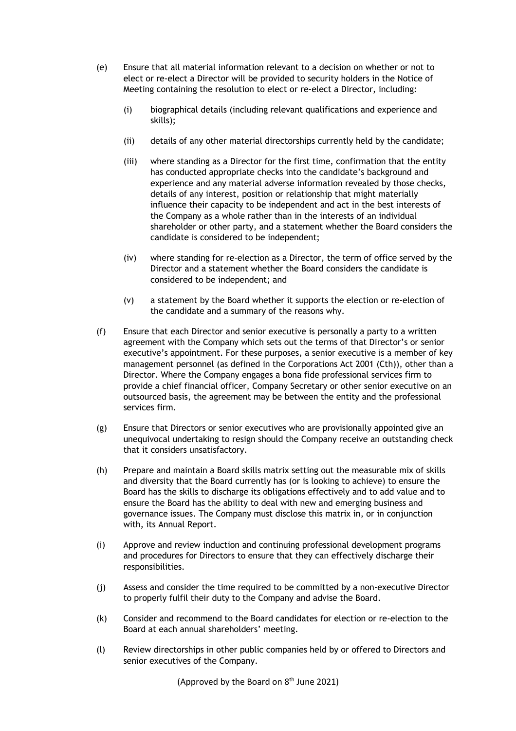(e) Ensure that all material information relevant to a decision on whether or not to elect or re-elect a Director will be provided to security holders in the Notice of Meeting containing the resolution to elect or re-elect a Director, including:

   (i) biographical details (including relevant qualifications and experience and skills);

   (ii) details of any other material directorships currently held by the candidate;

   (iii) where standing as a Director for the first time, confirmation that the entity has conducted appropriate checks into the candidate's background and experience and any material adverse information revealed by those checks, details of any interest, position or relationship that might materially influence their capacity to be independent and act in the best interests of the Company as a whole rather than in the interests of an individual shareholder or other party, and a statement whether the Board considers the candidate is considered to be independent;

   (iv) where standing for re-election as a Director, the term of office served by the Director and a statement whether the Board considers the candidate is considered to be independent; and

   (v) a statement by the Board whether it supports the election or re-election of the candidate and a summary of the reasons why.

(f) Ensure that each Director and senior executive is personally a party to a written agreement with the Company which sets out the terms of that Director's or senior executive's appointment. For these purposes, a senior executive is a member of key management personnel (as defined in the Corporations Act 2001 (Cth)), other than a Director. Where the Company engages a bona fide professional services firm to provide a chief financial officer, Company Secretary or other senior executive on an outsourced basis, the agreement may be between the entity and the professional services firm.

(g) Ensure that Directors or senior executives who are provisionally appointed give an unequivocal undertaking to resign should the Company receive an outstanding check that it considers unsatisfactory.

(h) Prepare and maintain a Board skills matrix setting out the measurable mix of skills and diversity that the Board currently has (or is looking to achieve) to ensure the Board has the skills to discharge its obligations effectively and to add value and to ensure the Board has the ability to deal with new and emerging business and governance issues. The Company must disclose this matrix in, or in conjunction with, its Annual Report.

(i) Approve and review induction and continuing professional development programs and procedures for Directors to ensure that they can effectively discharge their responsibilities.

(j) Assess and consider the time required to be committed by a non-executive Director to properly fulfil their duty to the Company and advise the Board.

(k) Consider and recommend to the Board candidates for election or re-election to the Board at each annual shareholders' meeting.

(l) Review directorships in other public companies held by or offered to Directors and senior executives of the Company.

(Approved by the Board on 8th June 2021)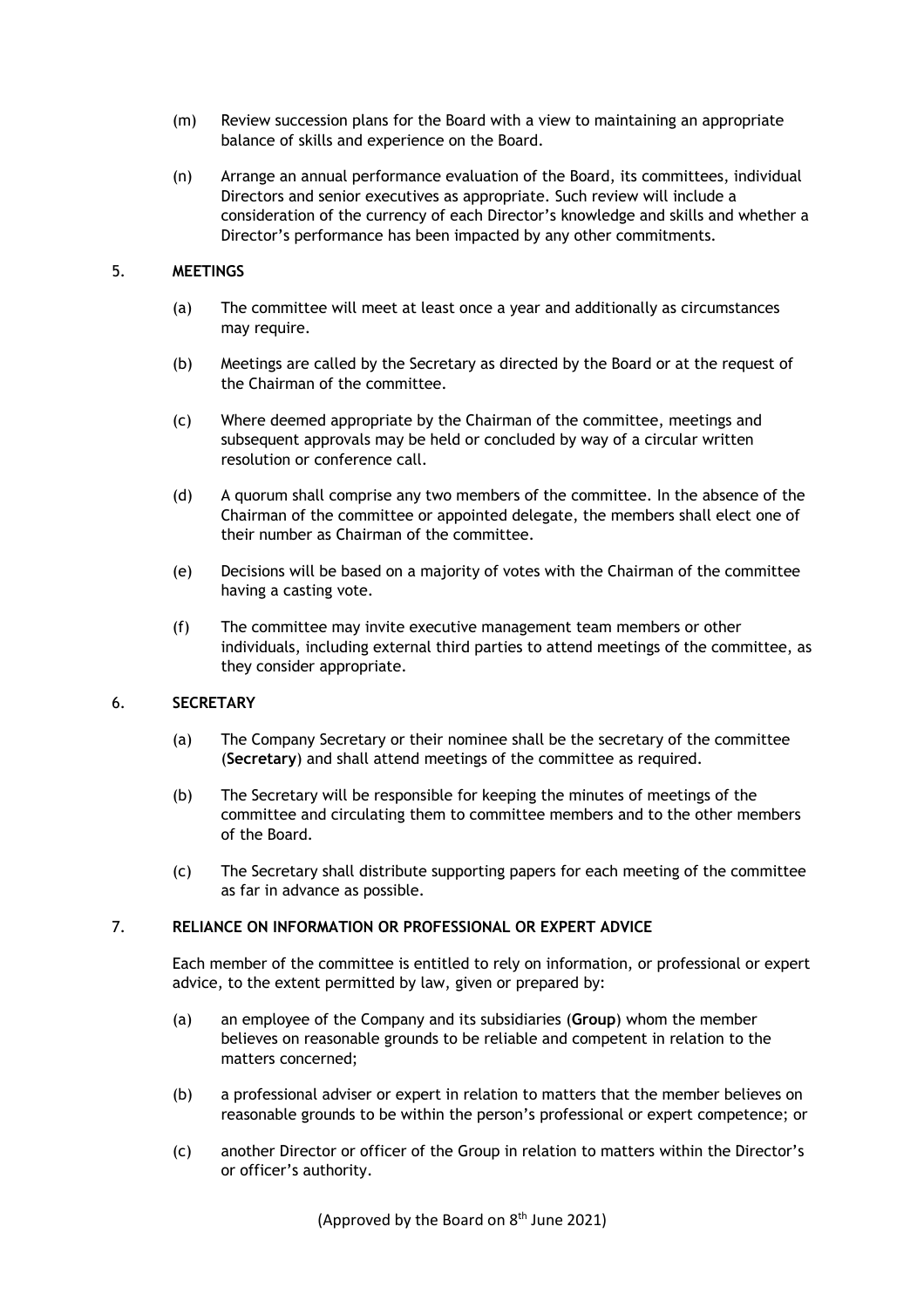(m) Review succession plans for the Board with a view to maintaining an appropriate balance of skills and experience on the Board.

(n) Arrange an annual performance evaluation of the Board, its committees, individual Directors and senior executives as appropriate. Such review will include a consideration of the currency of each Director's knowledge and skills and whether a Director's performance has been impacted by any other commitments.

## 5. MEETINGS

(a) The committee will meet at least once a year and additionally as circumstances may require.

(b) Meetings are called by the Secretary as directed by the Board or at the request of the Chairman of the committee.

(c) Where deemed appropriate by the Chairman of the committee, meetings and subsequent approvals may be held or concluded by way of a circular written resolution or conference call.

(d) A quorum shall comprise any two members of the committee. In the absence of the Chairman of the committee or appointed delegate, the members shall elect one of their number as Chairman of the committee.

(e) Decisions will be based on a majority of votes with the Chairman of the committee having a casting vote.

(f) The committee may invite executive management team members or other individuals, including external third parties to attend meetings of the committee, as they consider appropriate.

## 6. SECRETARY

(a) The Company Secretary or their nominee shall be the secretary of the committee (**Secretary**) and shall attend meetings of the committee as required.

(b) The Secretary will be responsible for keeping the minutes of meetings of the committee and circulating them to committee members and to the other members of the Board.

(c) The Secretary shall distribute supporting papers for each meeting of the committee as far in advance as possible.

## 7. RELIANCE ON INFORMATION OR PROFESSIONAL OR EXPERT ADVICE

Each member of the committee is entitled to rely on information, or professional or expert advice, to the extent permitted by law, given or prepared by:

(a) an employee of the Company and its subsidiaries (**Group**) whom the member believes on reasonable grounds to be reliable and competent in relation to the matters concerned;

(b) a professional adviser or expert in relation to matters that the member believes on reasonable grounds to be within the person's professional or expert competence; or

(c) another Director or officer of the Group in relation to matters within the Director's or officer's authority.

(Approved by the Board on 8th June 2021)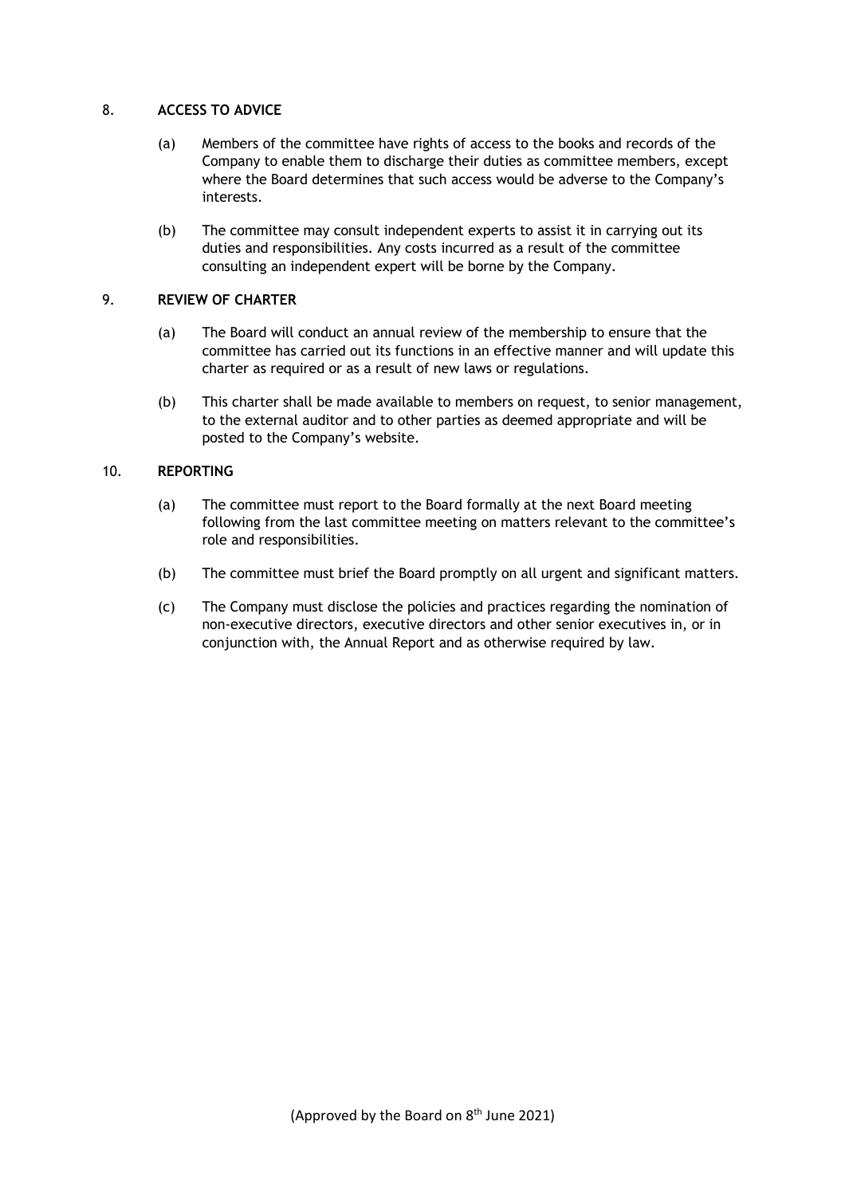## 8. ACCESS TO ADVICE

(a) Members of the committee have rights of access to the books and records of the Company to enable them to discharge their duties as committee members, except where the Board determines that such access would be adverse to the Company's interests.

(b) The committee may consult independent experts to assist it in carrying out its duties and responsibilities. Any costs incurred as a result of the committee consulting an independent expert will be borne by the Company.

## 9. REVIEW OF CHARTER

(a) The Board will conduct an annual review of the membership to ensure that the committee has carried out its functions in an effective manner and will update this charter as required or as a result of new laws or regulations.

(b) This charter shall be made available to members on request, to senior management, to the external auditor and to other parties as deemed appropriate and will be posted to the Company's website.

## 10. REPORTING

(a) The committee must report to the Board formally at the next Board meeting following from the last committee meeting on matters relevant to the committee's role and responsibilities.

(b) The committee must brief the Board promptly on all urgent and significant matters.

(c) The Company must disclose the policies and practices regarding the nomination of non-executive directors, executive directors and other senior executives in, or in conjunction with, the Annual Report and as otherwise required by law.

(Approved by the Board on 8th June 2021)